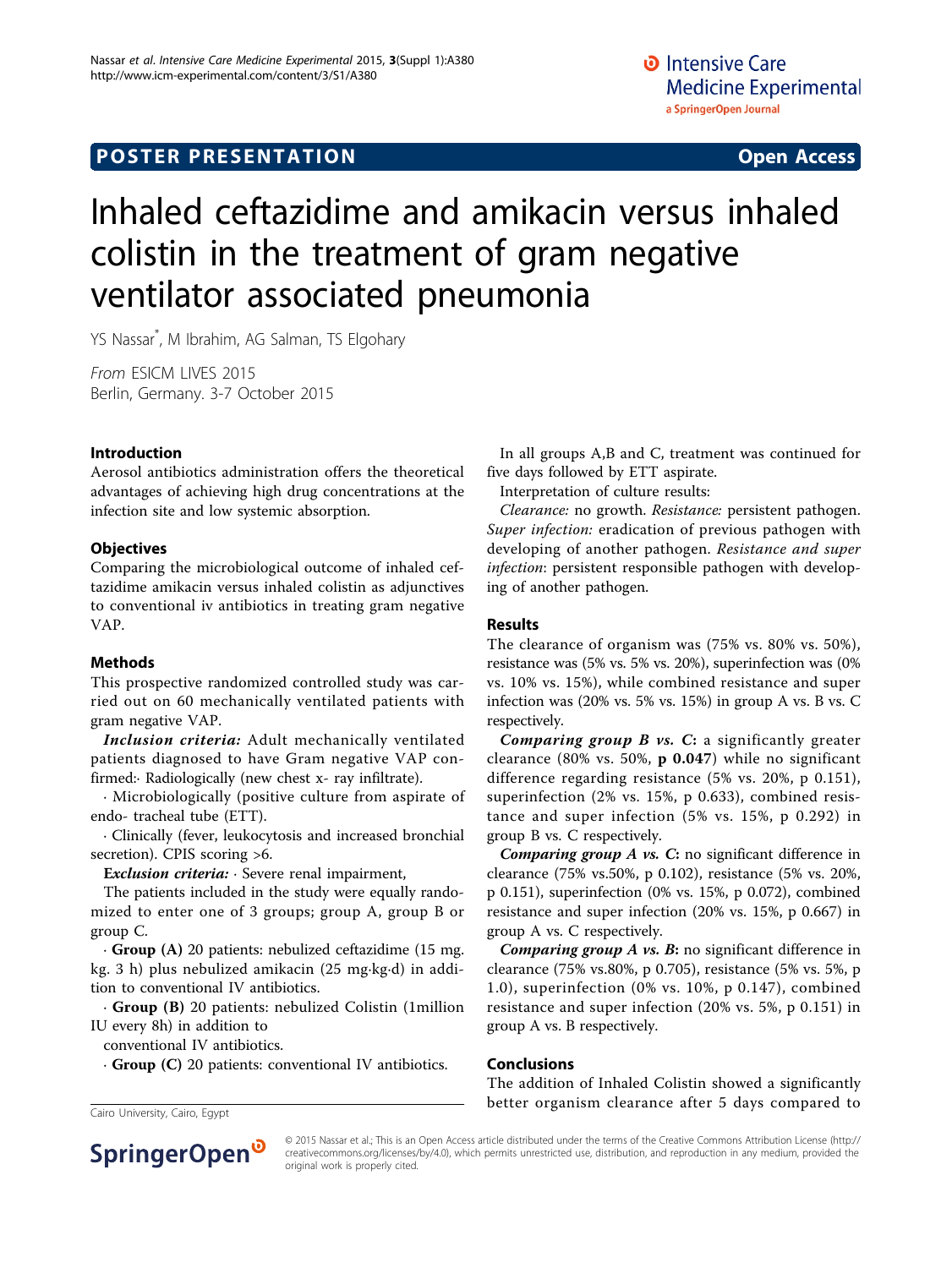## POSTER PRESENTATION

Open Access

# Inhaled ceftazidime and amikacin versus inhaled colistin in the treatment of gram negative ventilator associated pneumonia

YS Nassar*, M Ibrahim, AG Salman, TS Elgohary

*From* ESICM LIVES 2015
Berlin, Germany. 3-7 October 2015

### Introduction

Aerosol antibiotics administration offers the theoretical advantages of achieving high drug concentrations at the infection site and low systemic absorption.

### Objectives

Comparing the microbiological outcome of inhaled ceftazidime amikacin versus inhaled colistin as adjunctives to conventional iv antibiotics in treating gram negative VAP.

### Methods

This prospective randomized controlled study was carried out on 60 mechanically ventilated patients with gram negative VAP.

***Inclusion criteria:*** Adult mechanically ventilated patients diagnosed to have Gram negative VAP confirmed:· Radiologically (new chest x- ray infiltrate).

· Microbiologically (positive culture from aspirate of endo- tracheal tube (ETT).

· Clinically (fever, leukocytosis and increased bronchial secretion). CPIS scoring >6.

***Exclusion criteria:*** · Severe renal impairment,

The patients included in the study were equally randomized to enter one of 3 groups; group A, group B or group C.

· **Group (A)** 20 patients: nebulized ceftazidime (15 mg. kg. 3 h) plus nebulized amikacin (25 mg·kg·d) in addition to conventional IV antibiotics.

· **Group (B)** 20 patients: nebulized Colistin (1million IU every 8h) in addition to conventional IV antibiotics.

· **Group (C)** 20 patients: conventional IV antibiotics.

In all groups A,B and C, treatment was continued for five days followed by ETT aspirate.

Interpretation of culture results:

*Clearance:* no growth. *Resistance:* persistent pathogen. *Super infection:* eradication of previous pathogen with developing of another pathogen. *Resistance and super infection*: persistent responsible pathogen with developing of another pathogen.

### Results

The clearance of organism was (75% vs. 80% vs. 50%), resistance was (5% vs. 5% vs. 20%), superinfection was (0% vs. 10% vs. 15%), while combined resistance and super infection was (20% vs. 5% vs. 15%) in group A vs. B vs. C respectively.

***Comparing group B vs. C*:** a significantly greater clearance (80% vs. 50%, **p 0.047**) while no significant difference regarding resistance (5% vs. 20%, p 0.151), superinfection (2% vs. 15%, p 0.633), combined resistance and super infection (5% vs. 15%, p 0.292) in group B vs. C respectively.

***Comparing group A vs. C*:** no significant difference in clearance (75% vs.50%, p 0.102), resistance (5% vs. 20%, p 0.151), superinfection (0% vs. 15%, p 0.072), combined resistance and super infection (20% vs. 15%, p 0.667) in group A vs. C respectively.

***Comparing group A vs. B*:** no significant difference in clearance (75% vs.80%, p 0.705), resistance (5% vs. 5%, p 1.0), superinfection (0% vs. 10%, p 0.147), combined resistance and super infection (20% vs. 5%, p 0.151) in group A vs. B respectively.

### Conclusions

The addition of Inhaled Colistin showed a significantly better organism clearance after 5 days compared to

Cairo University, Cairo, Egypt

© 2015 Nassar et al.; This is an Open Access article distributed under the terms of the Creative Commons Attribution License (http://creativecommons.org/licenses/by/4.0), which permits unrestricted use, distribution, and reproduction in any medium, provided the original work is properly cited.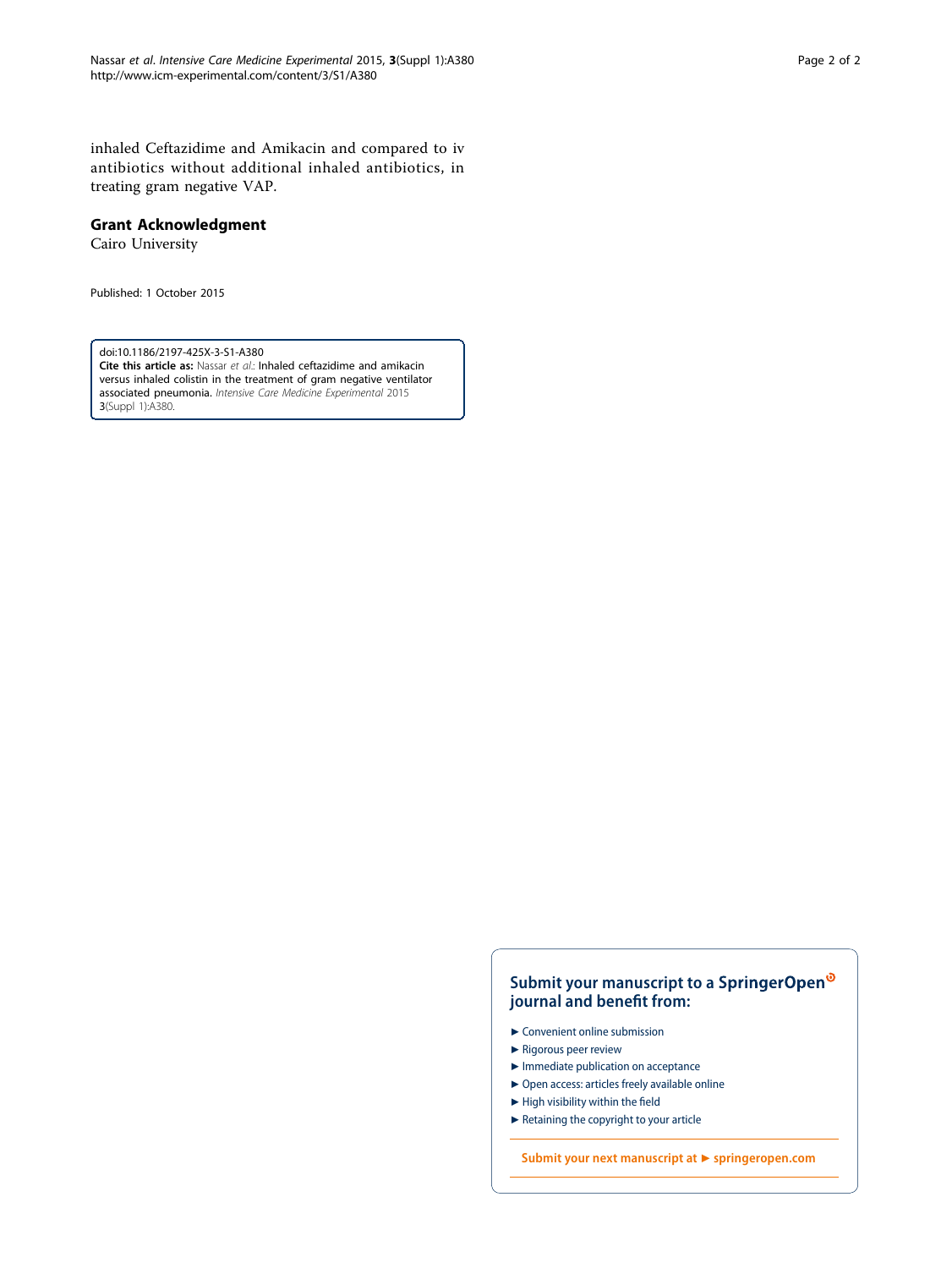inhaled Ceftazidime and Amikacin and compared to iv antibiotics without additional inhaled antibiotics, in treating gram negative VAP.

## Grant Acknowledgment

Cairo University

Published: 1 October 2015

doi:10.1186/2197-425X-3-S1-A380

**Cite this article as:** Nassar *et al.*: Inhaled ceftazidime and amikacin versus inhaled colistin in the treatment of gram negative ventilator associated pneumonia. *Intensive Care Medicine Experimental* 2015 **3**(Suppl 1):A380.

**Submit your manuscript to a SpringerOpen journal and benefit from:**

- ► Convenient online submission
- ► Rigorous peer review
- ► Immediate publication on acceptance
- ► Open access: articles freely available online
- ► High visibility within the field
- ► Retaining the copyright to your article

**Submit your next manuscript at ► springeropen.com**